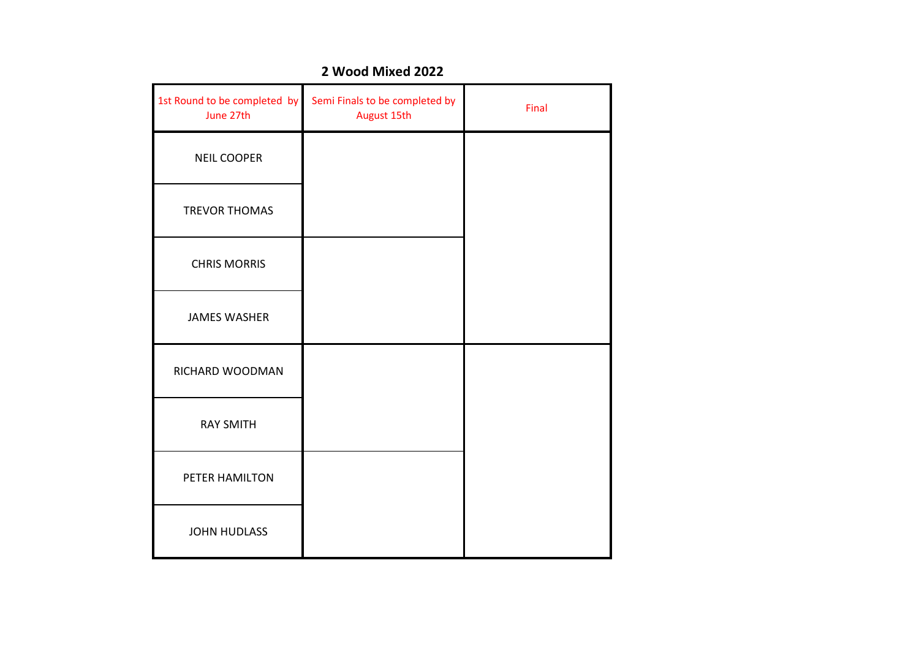## 2 Wood Mixed 2022

| 1st Round to be completed by June 27th | Semi Finals to be completed by August 15th | Final |
| --- | --- | --- |
| NEIL COOPER | | |
| TREVOR THOMAS | | |
| CHRIS MORRIS | | |
| JAMES WASHER | | |
| RICHARD WOODMAN | | |
| RAY SMITH | | |
| PETER HAMILTON | | |
| JOHN HUDLASS | | |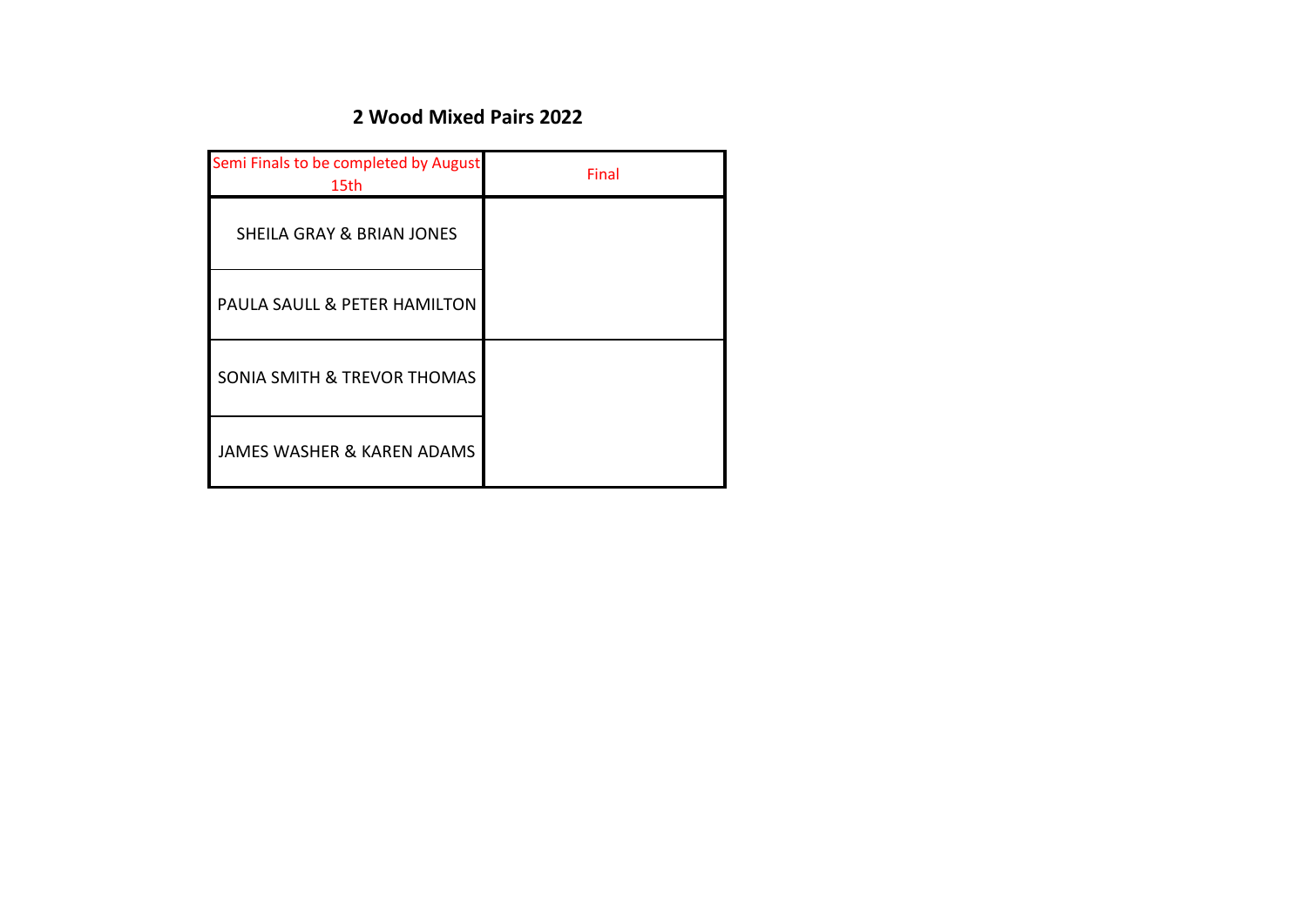## 2 Wood Mixed Pairs 2022

| Semi Finals to be completed by August 15th | Final |
|---|---|
| SHEILA GRAY & BRIAN JONES | |
| PAULA SAULL & PETER HAMILTON | |
| SONIA SMITH & TREVOR THOMAS | |
| JAMES WASHER & KAREN ADAMS | |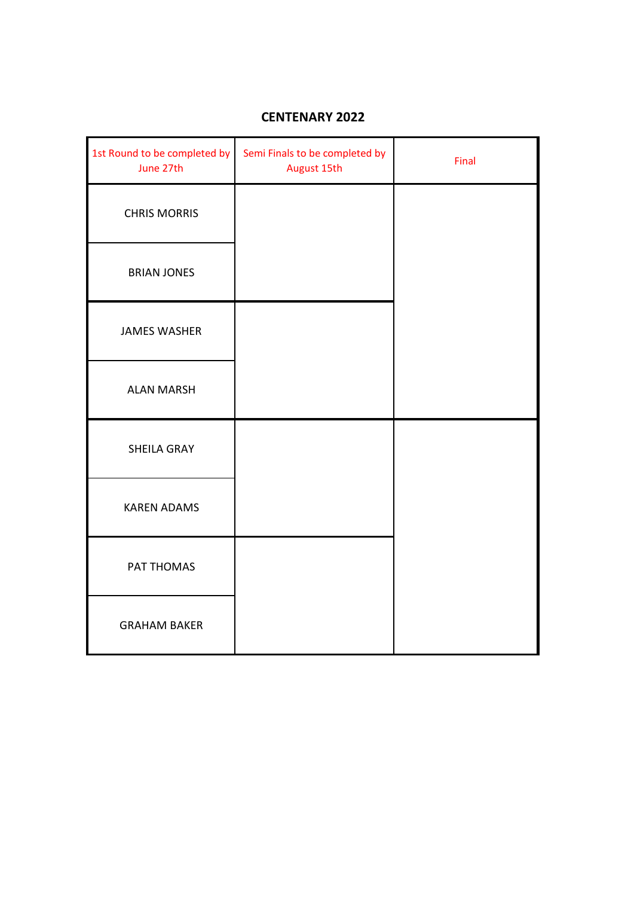# CENTENARY 2022

| 1st Round to be completed by June 27th | Semi Finals to be completed by August 15th | Final |
|---|---|---|
| CHRIS MORRIS | | |
| BRIAN JONES | | |
| JAMES WASHER | | |
| ALAN MARSH | | |
| SHEILA GRAY | | |
| KAREN ADAMS | | |
| PAT THOMAS | | |
| GRAHAM BAKER | | |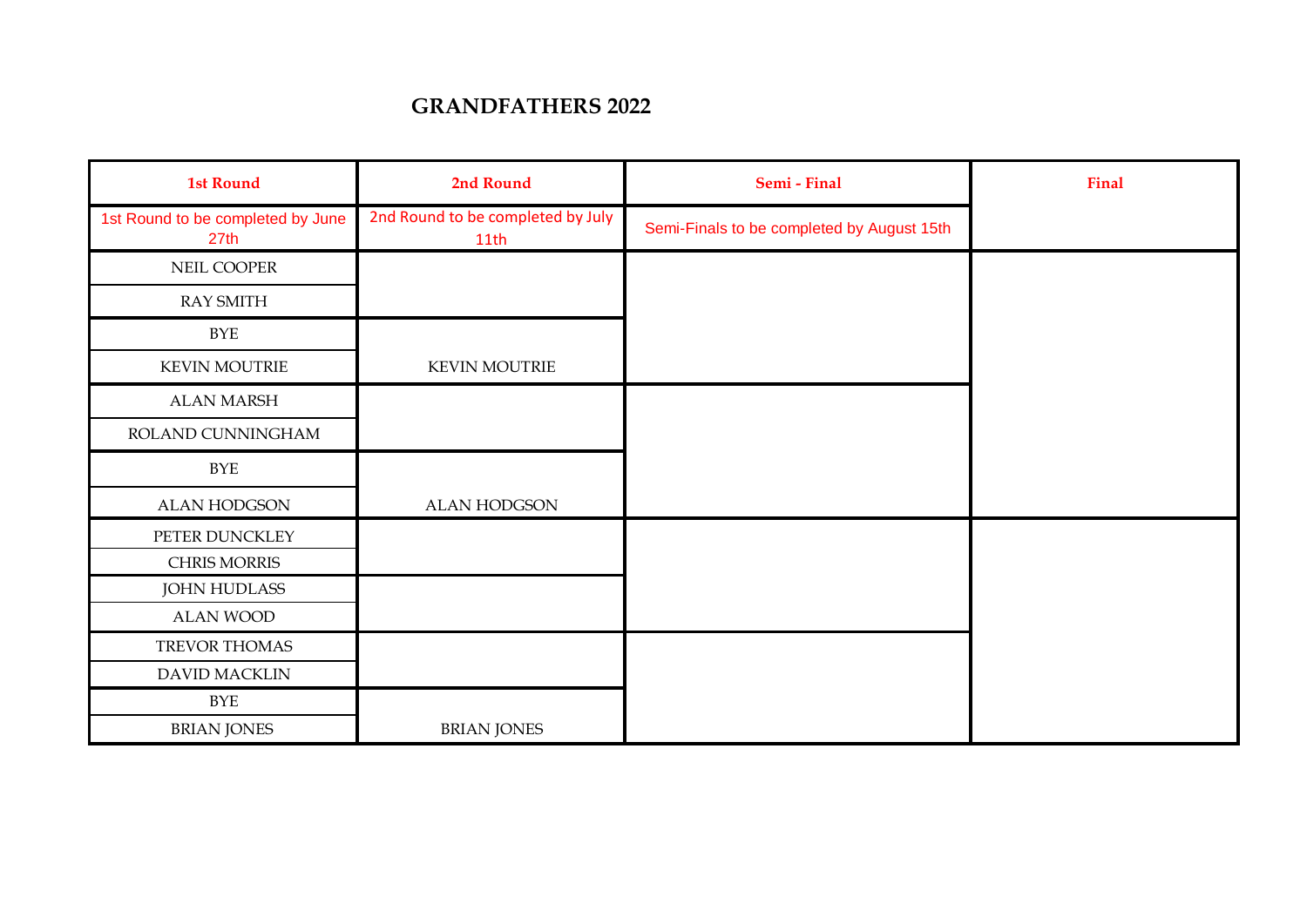# GRANDFATHERS 2022

| 1st Round | 2nd Round | Semi - Final | Final |
|---|---|---|---|
| 1st Round to be completed by June 27th | 2nd Round to be completed by July 11th | Semi-Finals to be completed by August 15th | |
| NEIL COOPER | | | |
| RAY SMITH | | | |
| BYE | | | |
| KEVIN MOUTRIE | KEVIN MOUTRIE | | |
| ALAN MARSH | | | |
| ROLAND CUNNINGHAM | | | |
| BYE | | | |
| ALAN HODGSON | ALAN HODGSON | | |
| PETER DUNCKLEY | | | |
| CHRIS MORRIS | | | |
| JOHN HUDLASS | | | |
| ALAN WOOD | | | |
| TREVOR THOMAS | | | |
| DAVID MACKLIN | | | |
| BYE | | | |
| BRIAN JONES | BRIAN JONES | | |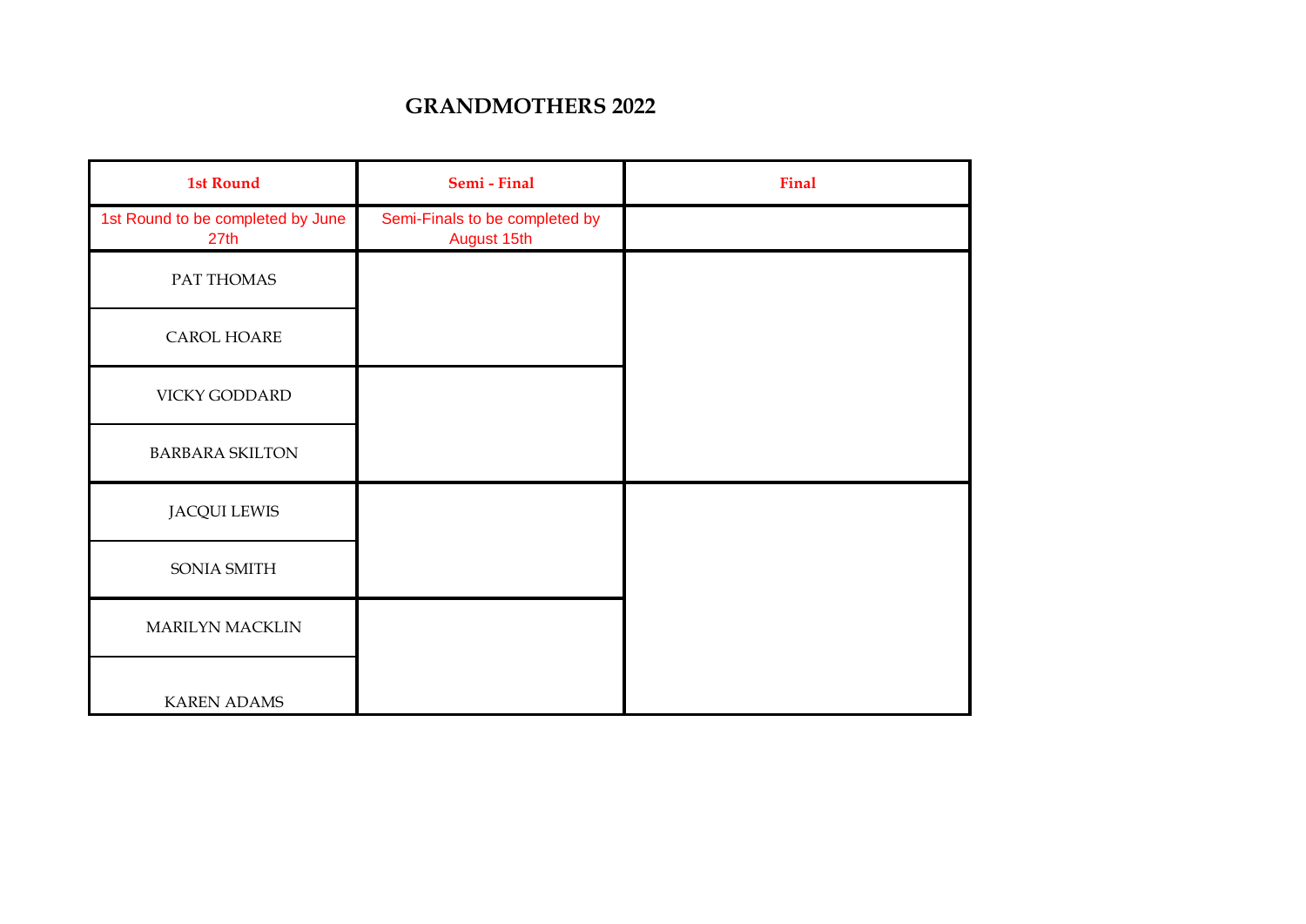# GRANDMOTHERS 2022

| 1st Round | Semi - Final | Final |
|---|---|---|
| 1st Round to be completed by June 27th | Semi-Finals to be completed by August 15th | |
| PAT THOMAS | | |
| CAROL HOARE | | |
| VICKY GODDARD | | |
| BARBARA SKILTON | | |
| JACQUI LEWIS | | |
| SONIA SMITH | | |
| MARILYN MACKLIN | | |
| KAREN ADAMS | | |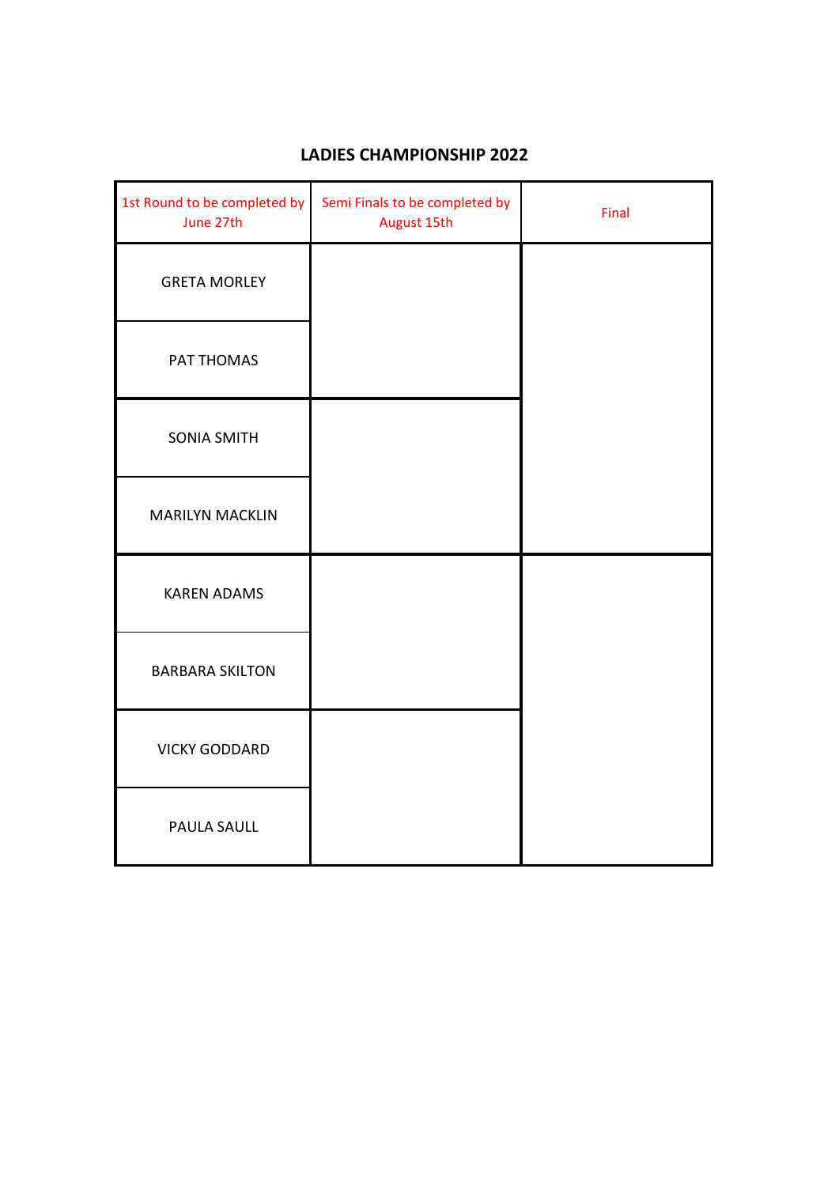# LADIES CHAMPIONSHIP 2022

| 1st Round to be completed by June 27th | Semi Finals to be completed by August 15th | Final |
| --- | --- | --- |
| GRETA MORLEY | | |
| PAT THOMAS | | |
| SONIA SMITH | | |
| MARILYN MACKLIN | | |
| KAREN ADAMS | | |
| BARBARA SKILTON | | |
| VICKY GODDARD | | |
| PAULA SAULL | | |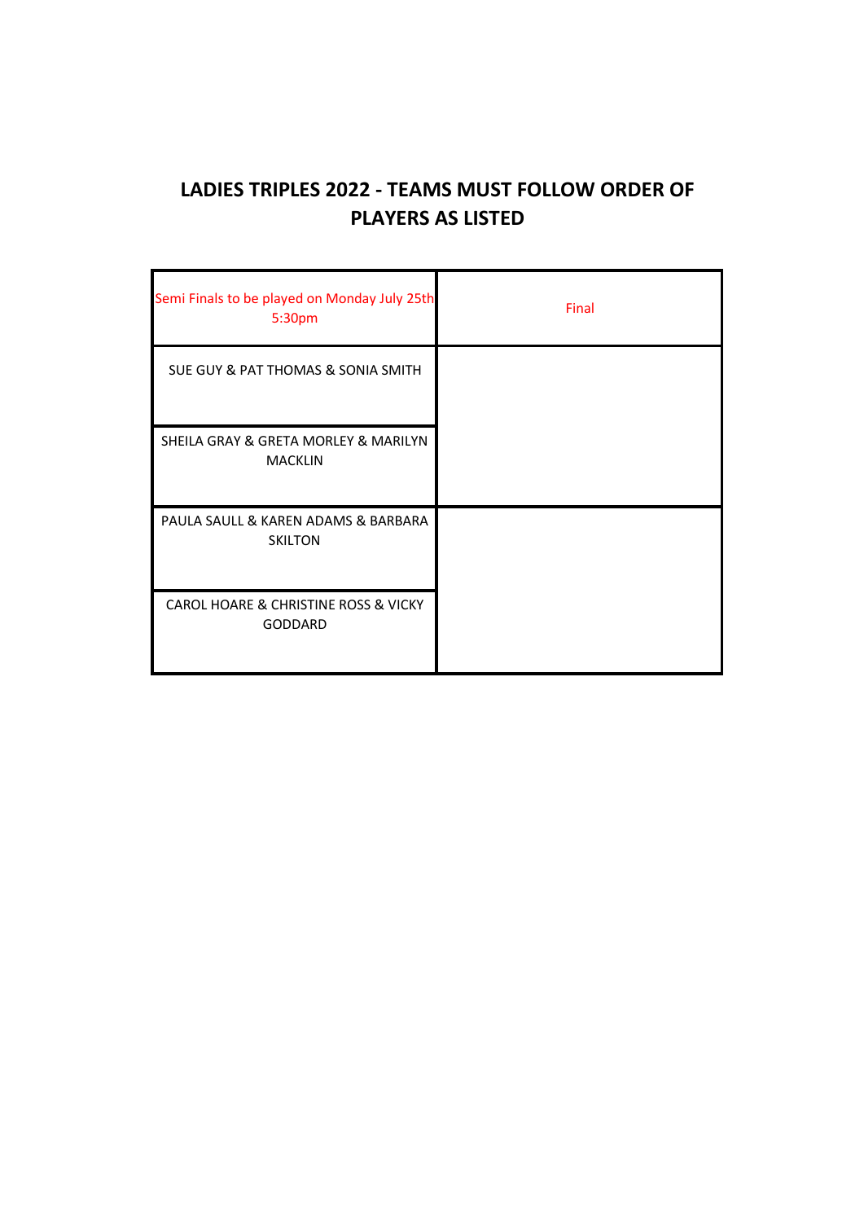# LADIES TRIPLES 2022 - TEAMS MUST FOLLOW ORDER OF PLAYERS AS LISTED

| Semi Finals to be played on Monday July 25th 5:30pm | Final |
| --- | --- |
| SUE GUY & PAT THOMAS & SONIA SMITH | |
| SHEILA GRAY & GRETA MORLEY & MARILYN MACKLIN | |
| PAULA SAULL & KAREN ADAMS & BARBARA SKILTON | |
| CAROL HOARE & CHRISTINE ROSS & VICKY GODDARD | |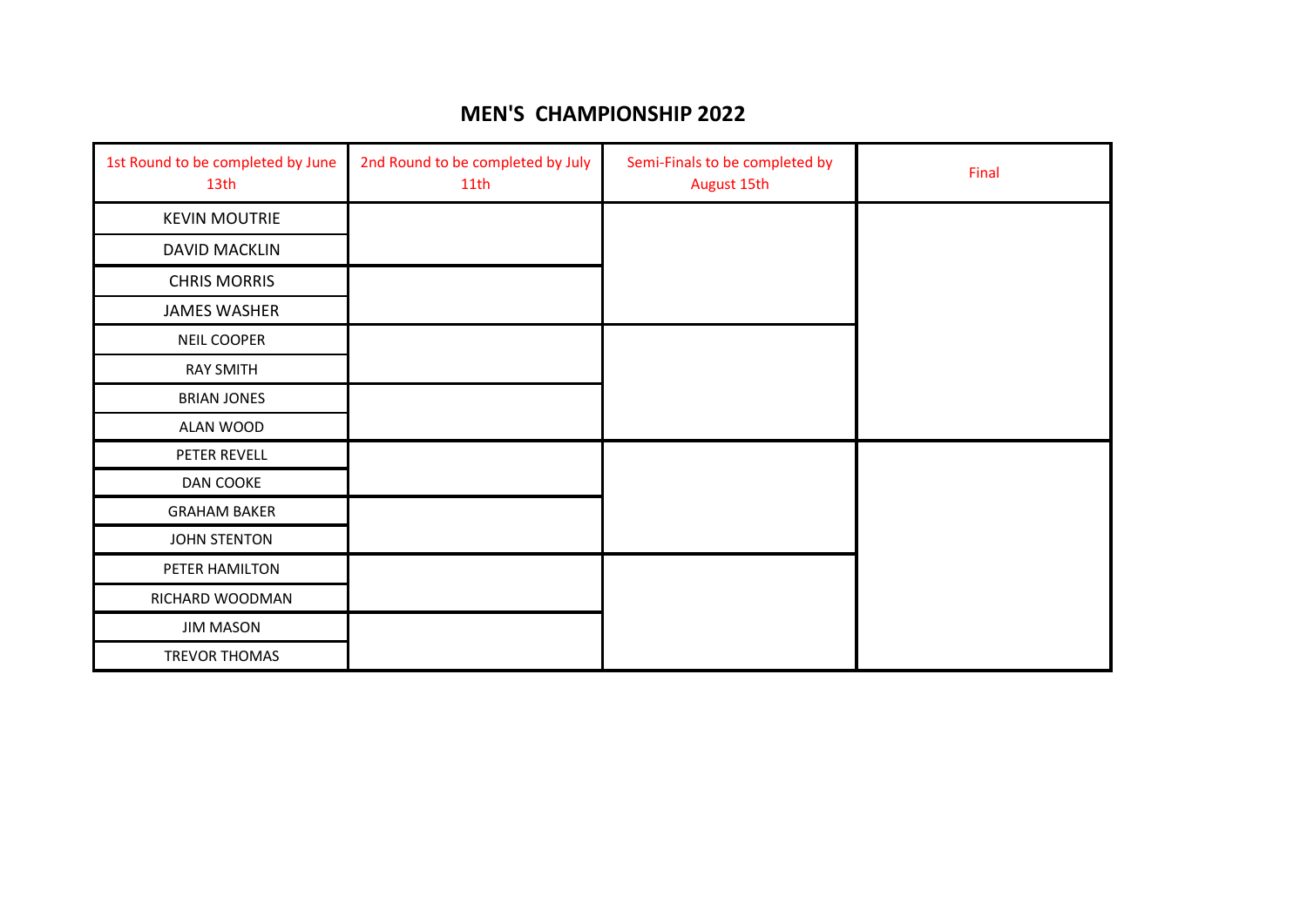# MEN'S CHAMPIONSHIP 2022

| 1st Round to be completed by June 13th | 2nd Round to be completed by July 11th | Semi-Finals to be completed by August 15th | Final |
|---|---|---|---|
| KEVIN MOUTRIE | | | |
| DAVID MACKLIN | | | |
| CHRIS MORRIS | | | |
| JAMES WASHER | | | |
| NEIL COOPER | | | |
| RAY SMITH | | | |
| BRIAN JONES | | | |
| ALAN WOOD | | | |
| PETER REVELL | | | |
| DAN COOKE | | | |
| GRAHAM BAKER | | | |
| JOHN STENTON | | | |
| PETER HAMILTON | | | |
| RICHARD WOODMAN | | | |
| JIM MASON | | | |
| TREVOR THOMAS | | | |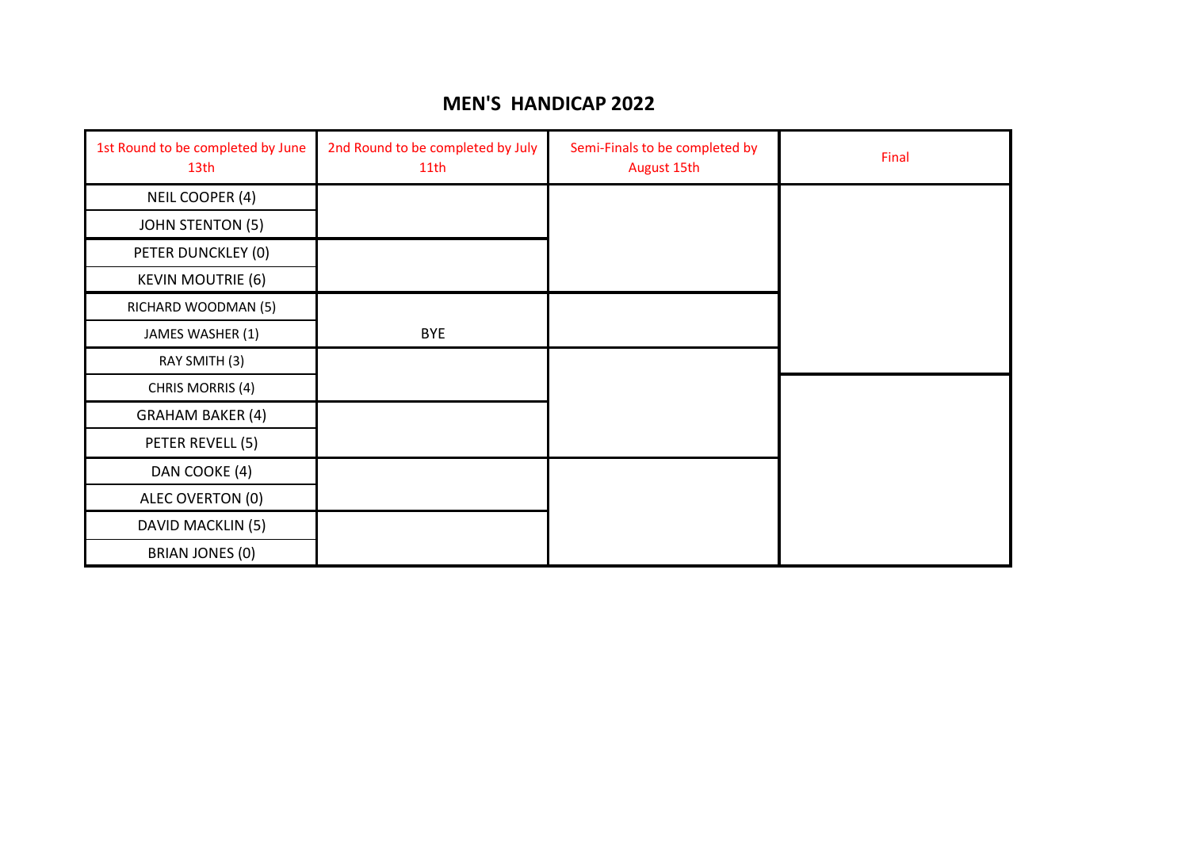# MEN'S HANDICAP 2022

| 1st Round to be completed by June 13th | 2nd Round to be completed by July 11th | Semi-Finals to be completed by August 15th | Final |
|---|---|---|---|
| NEIL COOPER (4) | | | |
| JOHN STENTON (5) | | | |
| PETER DUNCKLEY (0) | | | |
| KEVIN MOUTRIE (6) | | | |
| RICHARD WOODMAN (5) | | | |
| JAMES WASHER (1) | BYE | | |
| RAY SMITH (3) | | | |
| CHRIS MORRIS (4) | | | |
| GRAHAM BAKER (4) | | | |
| PETER REVELL (5) | | | |
| DAN COOKE (4) | | | |
| ALEC OVERTON (0) | | | |
| DAVID MACKLIN (5) | | | |
| BRIAN JONES (0) | | | |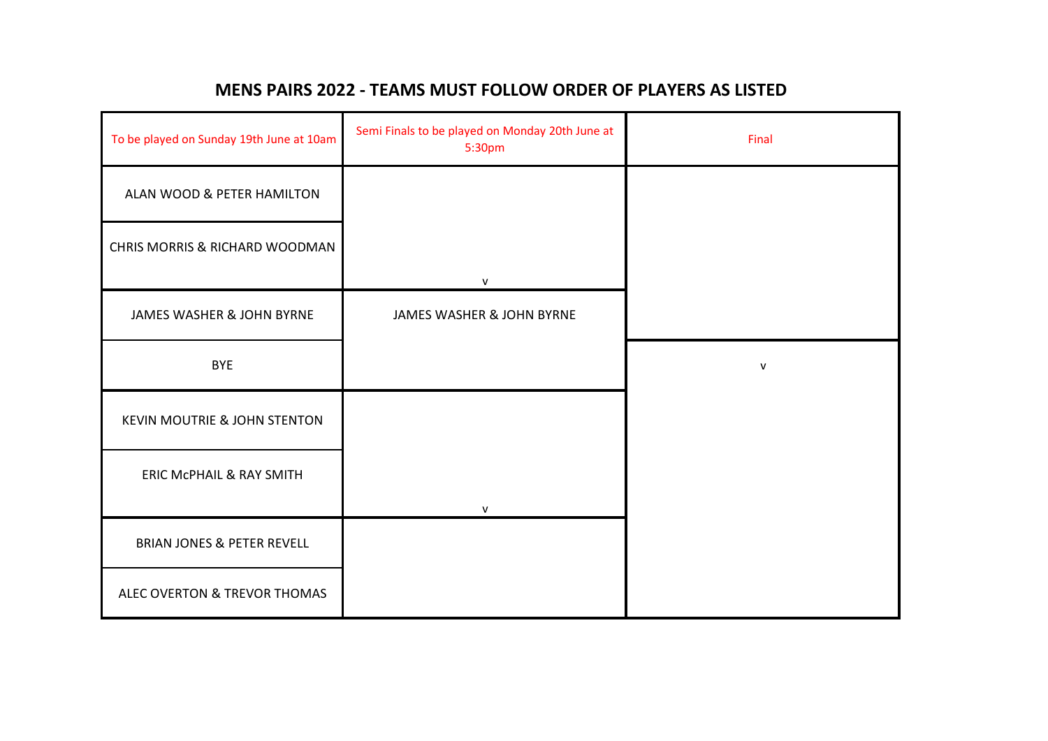# MENS PAIRS 2022 - TEAMS MUST FOLLOW ORDER OF PLAYERS AS LISTED

| To be played on Sunday 19th June at 10am | Semi Finals to be played on Monday 20th June at 5:30pm | Final |
|---|---|---|
| ALAN WOOD & PETER HAMILTON | | |
| CHRIS MORRIS & RICHARD WOODMAN | v | |
| JAMES WASHER & JOHN BYRNE | JAMES WASHER & JOHN BYRNE | |
| BYE | | v |
| KEVIN MOUTRIE & JOHN STENTON | | |
| ERIC McPHAIL & RAY SMITH | v | |
| BRIAN JONES & PETER REVELL | | |
| ALEC OVERTON & TREVOR THOMAS | | |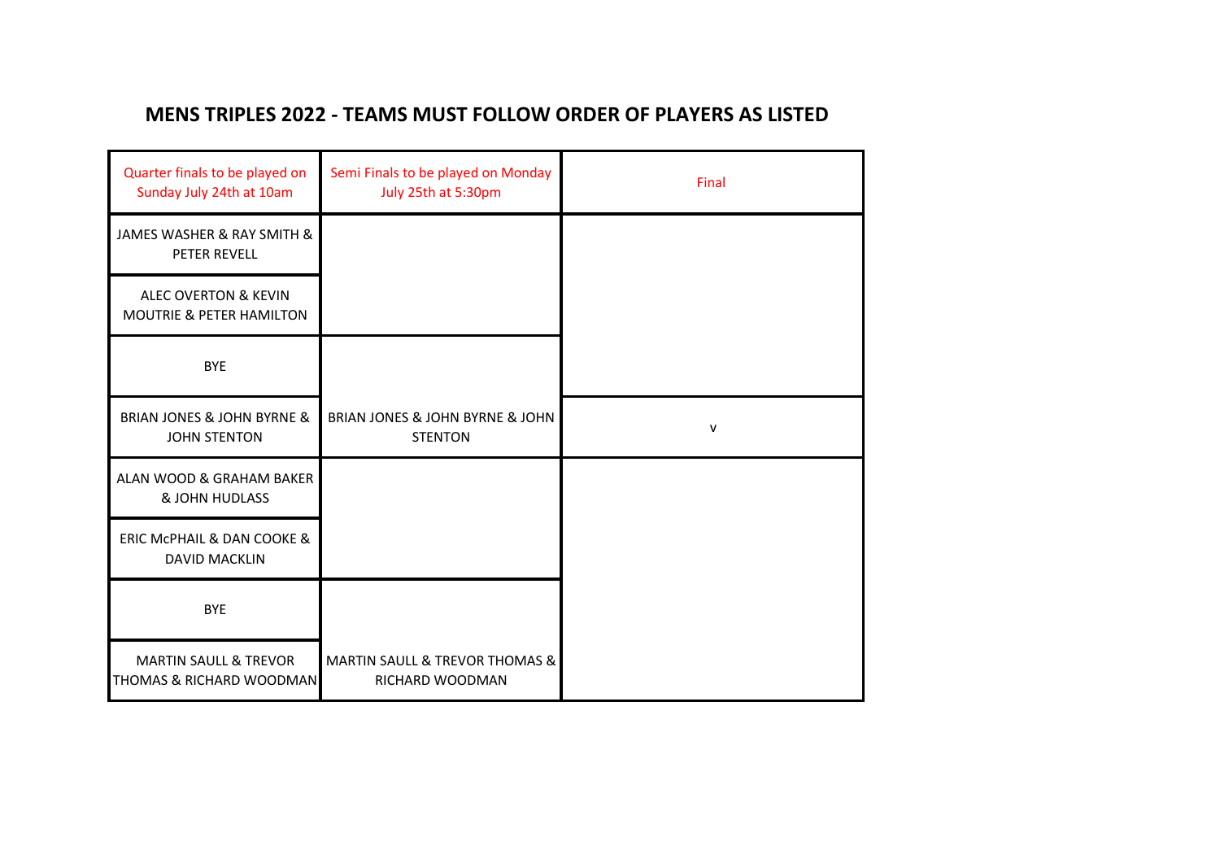## MENS TRIPLES 2022 - TEAMS MUST FOLLOW ORDER OF PLAYERS AS LISTED

| Quarter finals to be played on Sunday July 24th at 10am | Semi Finals to be played on Monday July 25th at 5:30pm | Final |
|---|---|---|
| JAMES WASHER & RAY SMITH & PETER REVELL | | |
| ALEC OVERTON & KEVIN MOUTRIE & PETER HAMILTON | | |
| BYE | | |
| BRIAN JONES & JOHN BYRNE & JOHN STENTON | BRIAN JONES & JOHN BYRNE & JOHN STENTON | v |
| ALAN WOOD & GRAHAM BAKER & JOHN HUDLASS | | |
| ERIC McPHAIL & DAN COOKE & DAVID MACKLIN | | |
| BYE | | |
| MARTIN SAULL & TREVOR THOMAS & RICHARD WOODMAN | MARTIN SAULL & TREVOR THOMAS & RICHARD WOODMAN | |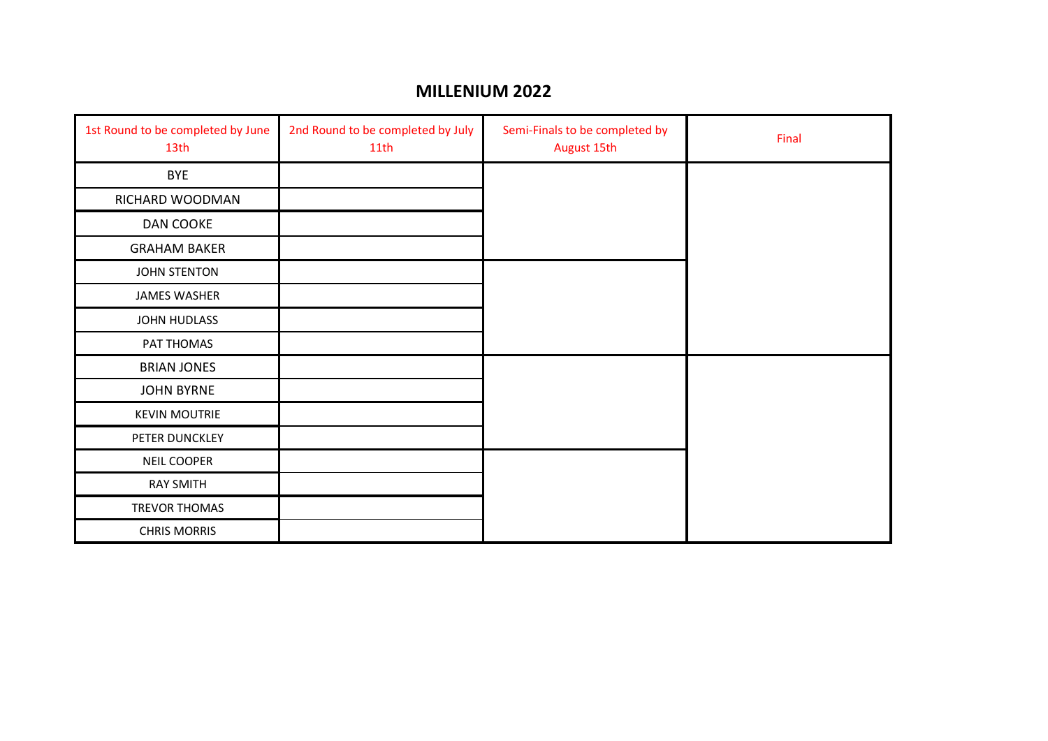# MILLENIUM 2022

| 1st Round to be completed by June 13th | 2nd Round to be completed by July 11th | Semi-Finals to be completed by August 15th | Final |
|---|---|---|---|
| BYE | | | |
| RICHARD WOODMAN | | | |
| DAN COOKE | | | |
| GRAHAM BAKER | | | |
| JOHN STENTON | | | |
| JAMES WASHER | | | |
| JOHN HUDLASS | | | |
| PAT THOMAS | | | |
| BRIAN JONES | | | |
| JOHN BYRNE | | | |
| KEVIN MOUTRIE | | | |
| PETER DUNCKLEY | | | |
| NEIL COOPER | | | |
| RAY SMITH | | | |
| TREVOR THOMAS | | | |
| CHRIS MORRIS | | | |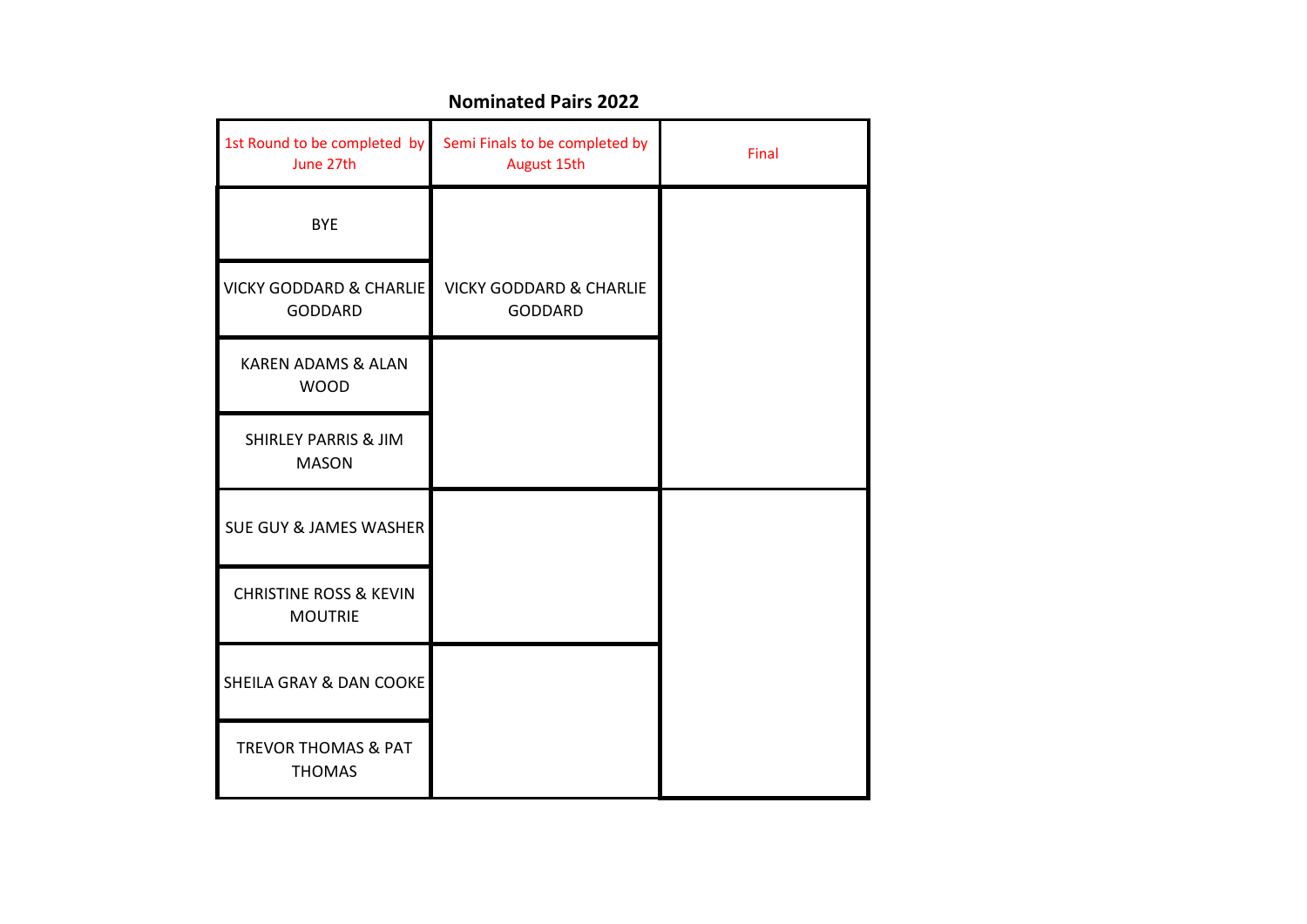## Nominated Pairs 2022

| 1st Round to be completed by June 27th | Semi Finals to be completed by August 15th | Final |
|---|---|---|
| BYE | | |
| VICKY GODDARD & CHARLIE GODDARD | VICKY GODDARD & CHARLIE GODDARD | |
| KAREN ADAMS & ALAN WOOD | | |
| SHIRLEY PARRIS & JIM MASON | | |
| SUE GUY & JAMES WASHER | | |
| CHRISTINE ROSS & KEVIN MOUTRIE | | |
| SHEILA GRAY & DAN COOKE | | |
| TREVOR THOMAS & PAT THOMAS | | |